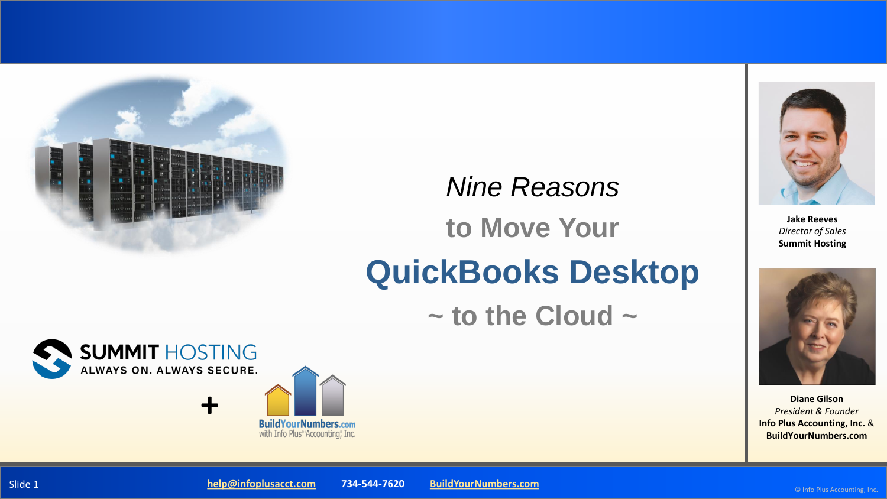# *Nine Reasons* to Move Your QuickBooks Desktop ~ to the Cloud ~

**SUMMIT HOSTING**
ALWAYS ON. ALWAYS SECURE.

\+

BuildYourNumbers.com
with Info Plus Accounting, Inc.

**Jake Reeves**
*Director of Sales*
**Summit Hosting**

**Diane Gilson**
*President & Founder*
**Info Plus Accounting, Inc.** & **BuildYourNumbers.com**

**help@infoplusacct.com** **734-544-7620** **BuildYourNumbers.com**

© Info Plus Accounting, Inc.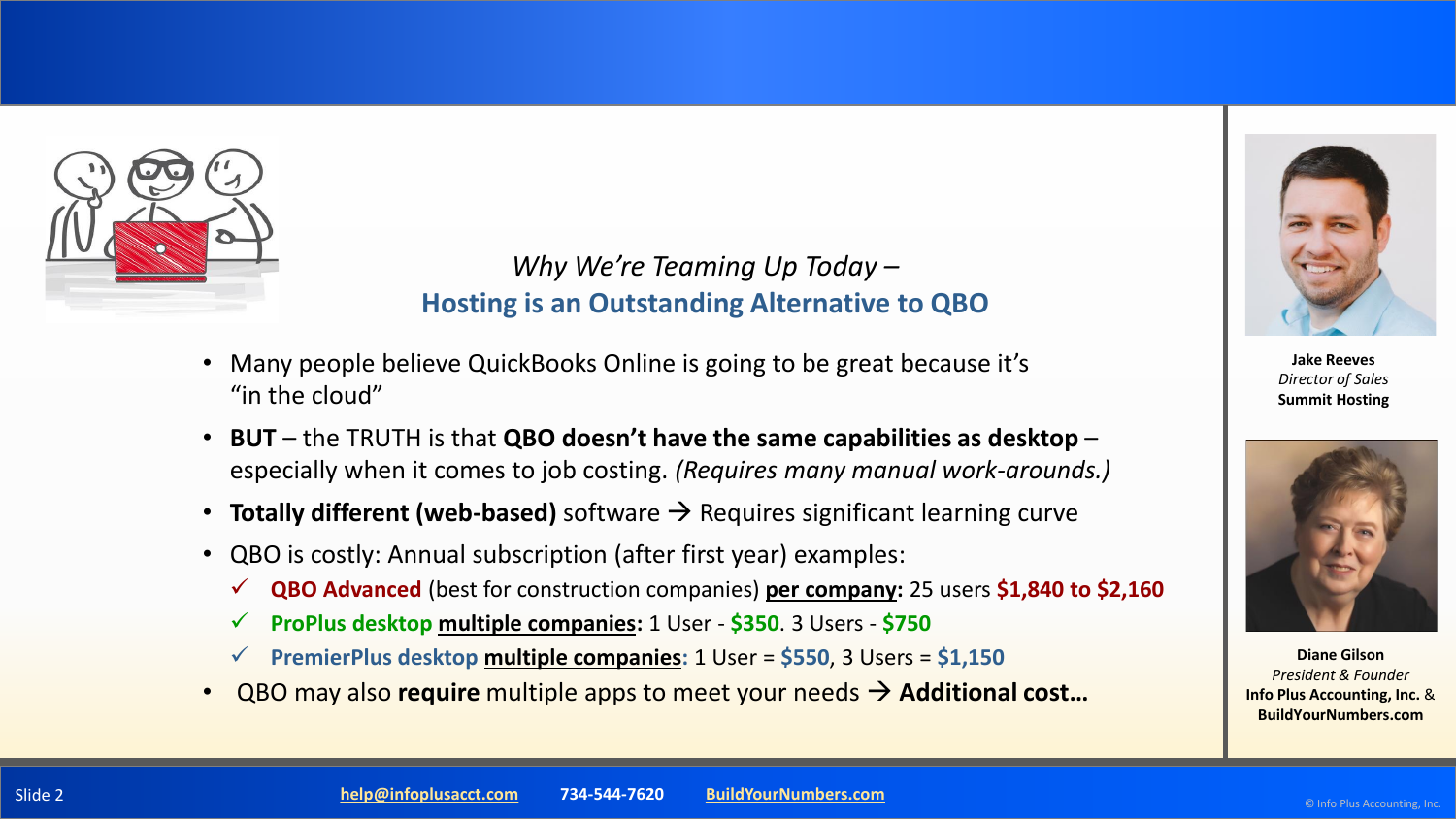## *Why We're Teaming Up Today –*
## Hosting is an Outstanding Alternative to QBO

- Many people believe QuickBooks Online is going to be great because it's "in the cloud"
- **BUT** – the TRUTH is that **QBO doesn't have the same capabilities as desktop** – especially when it comes to job costing. *(Requires many manual work-arounds.)*
- **Totally different (web-based)** software → Requires significant learning curve
- QBO is costly: Annual subscription (after first year) examples:
  - ✓ **QBO Advanced** (best for construction companies) **per company:** 25 users **$1,840 to $2,160**
  - ✓ **ProPlus desktop multiple companies:** 1 User - **$350**. 3 Users - **$750**
  - ✓ **PremierPlus desktop multiple companies:** 1 User = **$550**, 3 Users = **$1,150**
- QBO may also **require** multiple apps to meet your needs → **Additional cost…**

**Jake Reeves**
*Director of Sales*
**Summit Hosting**

**Diane Gilson**
*President & Founder*
**Info Plus Accounting, Inc. & BuildYourNumbers.com**

help@infoplusacct.com 734-544-7620 BuildYourNumbers.com

© Info Plus Accounting, Inc.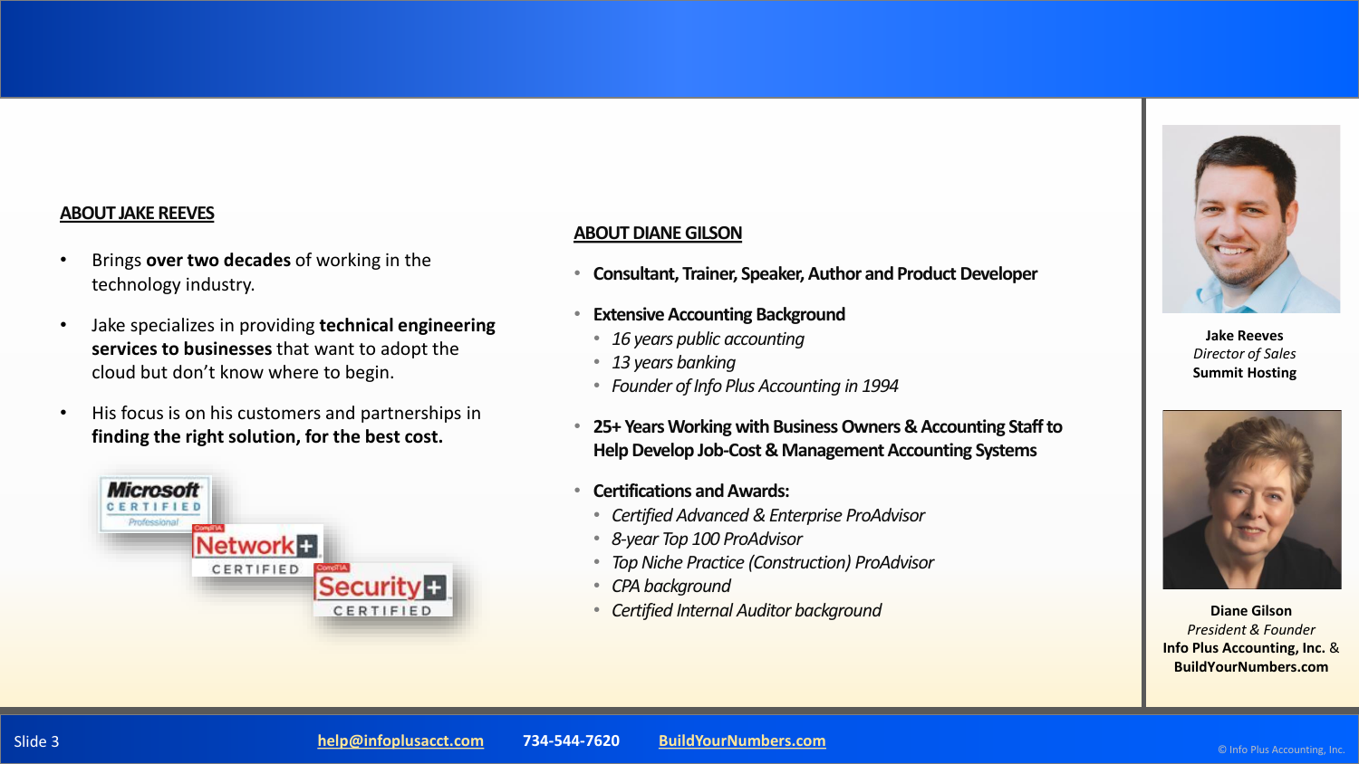## ABOUT JAKE REEVES

- Brings **over two decades** of working in the technology industry.
- Jake specializes in providing **technical engineering services to businesses** that want to adopt the cloud but don't know where to begin.
- His focus is on his customers and partnerships in **finding the right solution, for the best cost.**

## ABOUT DIANE GILSON

- **Consultant, Trainer, Speaker, Author and Product Developer**
- **Extensive Accounting Background**
  - *16 years public accounting*
  - *13 years banking*
  - *Founder of Info Plus Accounting in 1994*
- **25+ Years Working with Business Owners & Accounting Staff to Help Develop Job-Cost & Management Accounting Systems**
- **Certifications and Awards:**
  - *Certified Advanced & Enterprise ProAdvisor*
  - *8-year Top 100 ProAdvisor*
  - *Top Niche Practice (Construction) ProAdvisor*
  - *CPA background*
  - *Certified Internal Auditor background*

**Jake Reeves**
*Director of Sales*
**Summit Hosting**

**Diane Gilson**
*President & Founder*
**Info Plus Accounting, Inc.** &
**BuildYourNumbers.com**

help@infoplusacct.com 734-544-7620 BuildYourNumbers.com

© Info Plus Accounting, Inc.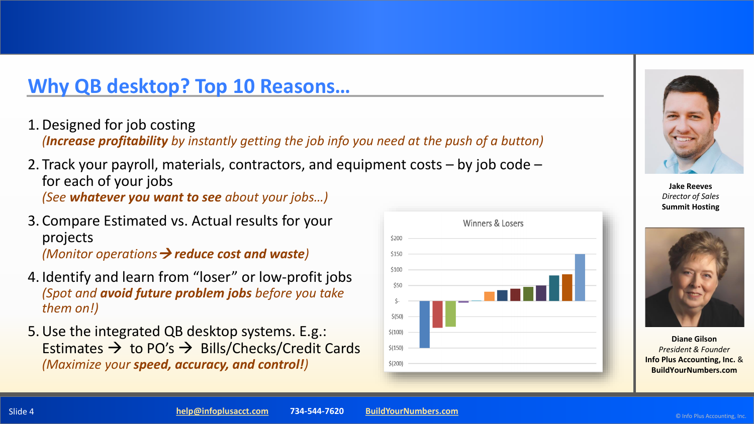# Why QB desktop? Top 10 Reasons…

1. Designed for job costing
   *(**Increase profitability** by instantly getting the job info you need at the push of a button)*

2. Track your payroll, materials, contractors, and equipment costs – by job code – for each of your jobs
   *(See **whatever you want to see** about your jobs…)*

3. Compare Estimated vs. Actual results for your projects
   *(Monitor operations → **reduce cost and waste**)*

4. Identify and learn from "loser" or low-profit jobs
   *(Spot and **avoid future problem jobs** before you take them on!)*

5. Use the integrated QB desktop systems. E.g.:
   Estimates → to PO's → Bills/Checks/Credit Cards
   *(Maximize your **speed, accuracy, and control!**)*

Winners & Losers

$200, $150, $100, $50, $-, $(50), $(100), $(150), $(200)

**Jake Reeves**
*Director of Sales*
**Summit Hosting**

**Diane Gilson**
*President & Founder*
**Info Plus Accounting, Inc. & BuildYourNumbers.com**

help@infoplusacct.com 734-544-7620 BuildYourNumbers.com

© Info Plus Accounting, Inc.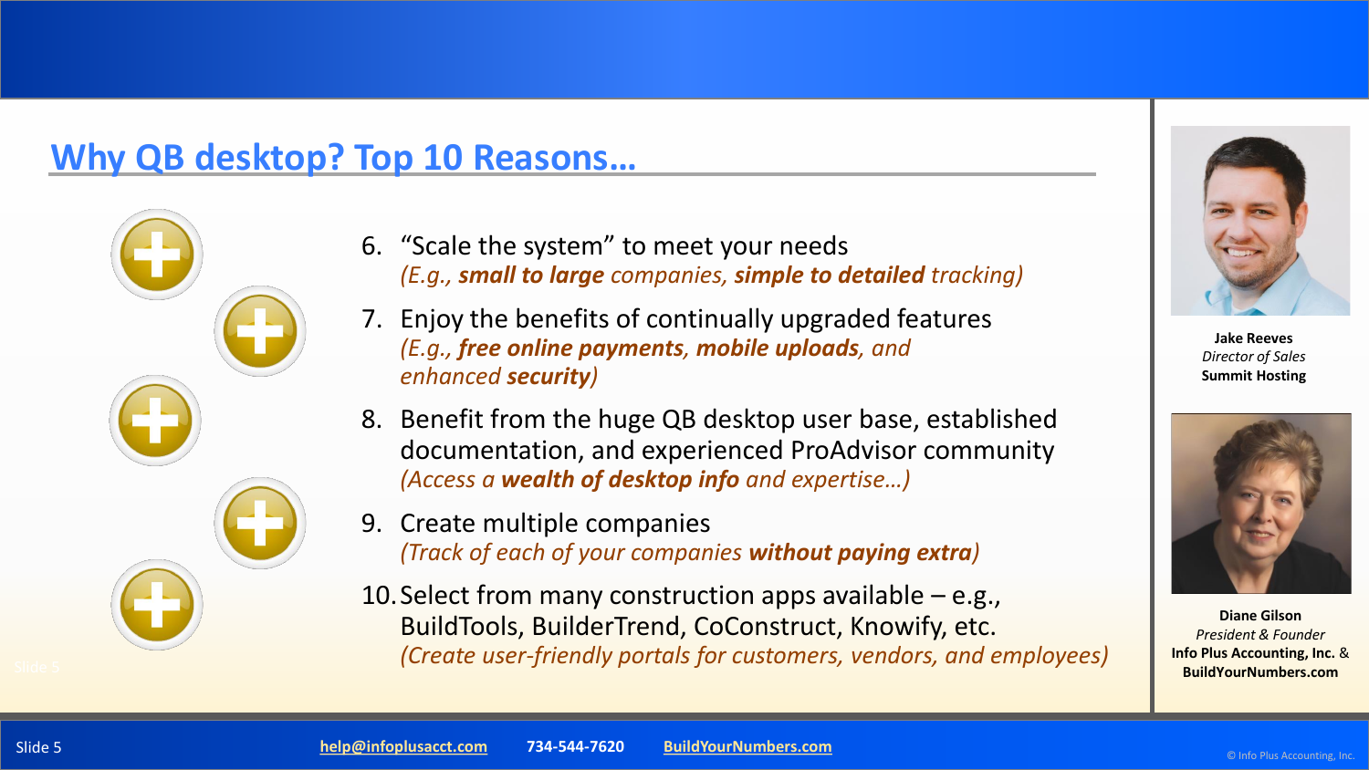## Why QB desktop? Top 10 Reasons…

6. "Scale the system" to meet your needs
   *(E.g., **small to large** companies, **simple to detailed** tracking)*
7. Enjoy the benefits of continually upgraded features
   *(E.g., **free online payments**, **mobile uploads**, and enhanced **security**)*
8. Benefit from the huge QB desktop user base, established documentation, and experienced ProAdvisor community
   *(Access a **wealth of desktop info** and expertise…)*
9. Create multiple companies
   *(Track of each of your companies **without paying extra**)*
10. Select from many construction apps available – e.g., BuildTools, BuilderTrend, CoConstruct, Knowify, etc.
    *(Create user-friendly portals for customers, vendors, and employees)*

**Jake Reeves**
*Director of Sales*
**Summit Hosting**

**Diane Gilson**
*President & Founder*
**Info Plus Accounting, Inc.** &
**BuildYourNumbers.com**

help@infoplusacct.com 734-544-7620 BuildYourNumbers.com

© Info Plus Accounting, Inc.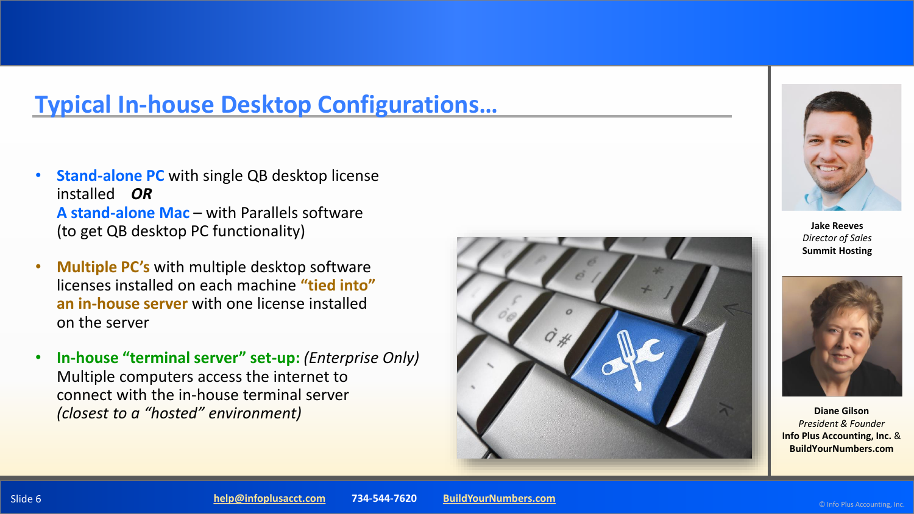## Typical In-house Desktop Configurations…

- **Stand-alone PC** with single QB desktop license installed ***OR***
  **A stand-alone Mac** – with Parallels software (to get QB desktop PC functionality)
- **Multiple PC's** with multiple desktop software licenses installed on each machine **"tied into" an in-house server** with one license installed on the server
- **In-house "terminal server" set-up:** *(Enterprise Only)* Multiple computers access the internet to connect with the in-house terminal server *(closest to a "hosted" environment)*

**Jake Reeves**
*Director of Sales*
**Summit Hosting**

**Diane Gilson**
*President & Founder*
**Info Plus Accounting, Inc.** &
**BuildYourNumbers.com**

help@infoplusacct.com  734-544-7620  BuildYourNumbers.com

© Info Plus Accounting, Inc.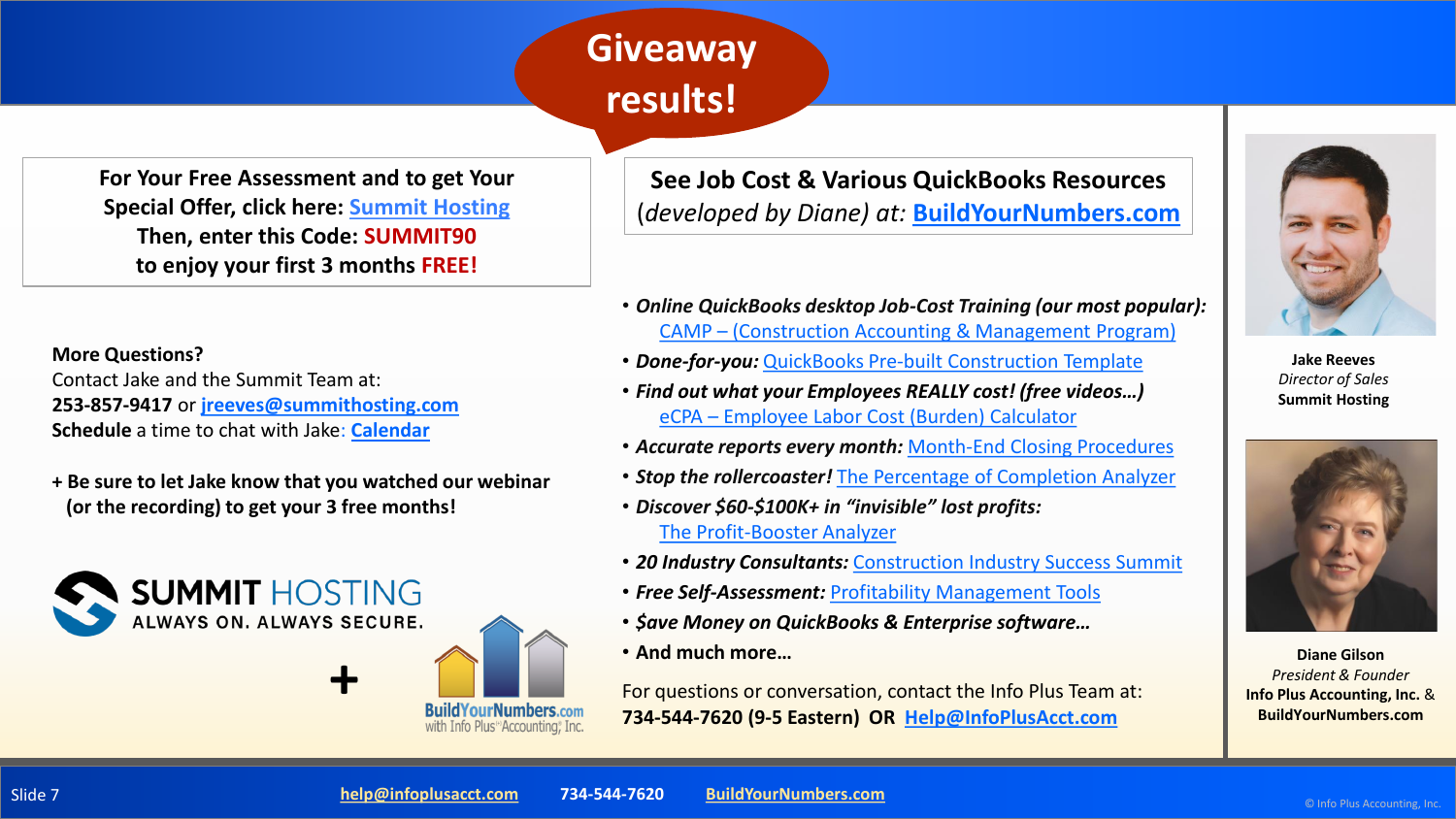# Giveaway results!

**For Your Free Assessment and to get Your Special Offer, click here: Summit Hosting**
**Then, enter this Code: SUMMIT90**
**to enjoy your first 3 months FREE!**

**More Questions?**
Contact Jake and the Summit Team at:
**253-857-9417** or **jreeves@summithosting.com**
**Schedule** a time to chat with Jake: **Calendar**

**+ Be sure to let Jake know that you watched our webinar (or the recording) to get your 3 free months!**

SUMMIT HOSTING
ALWAYS ON. ALWAYS SECURE.

+

BuildYourNumbers.com
with Info Plus Accounting, Inc.

**See Job Cost & Various QuickBooks Resources**
*(developed by Diane) at:* **BuildYourNumbers.com**

- ***Online QuickBooks desktop Job-Cost Training (our most popular):*** CAMP – (Construction Accounting & Management Program)
- ***Done-for-you:*** QuickBooks Pre-built Construction Template
- ***Find out what your Employees REALLY cost! (free videos…)*** eCPA – Employee Labor Cost (Burden) Calculator
- ***Accurate reports every month:*** Month-End Closing Procedures
- ***Stop the rollercoaster!*** The Percentage of Completion Analyzer
- ***Discover $60-$100K+ in "invisible" lost profits:*** The Profit-Booster Analyzer
- ***20 Industry Consultants:*** Construction Industry Success Summit
- ***Free Self-Assessment:*** Profitability Management Tools
- ***$ave Money on QuickBooks & Enterprise software…***
- **And much more…**

For questions or conversation, contact the Info Plus Team at:
**734-544-7620 (9-5 Eastern) OR Help@InfoPlusAcct.com**

**Jake Reeves**
*Director of Sales*
**Summit Hosting**

**Diane Gilson**
*President & Founder*
**Info Plus Accounting, Inc. & BuildYourNumbers.com**

**help@infoplusacct.com** **734-544-7620** **BuildYourNumbers.com**

© Info Plus Accounting, Inc.